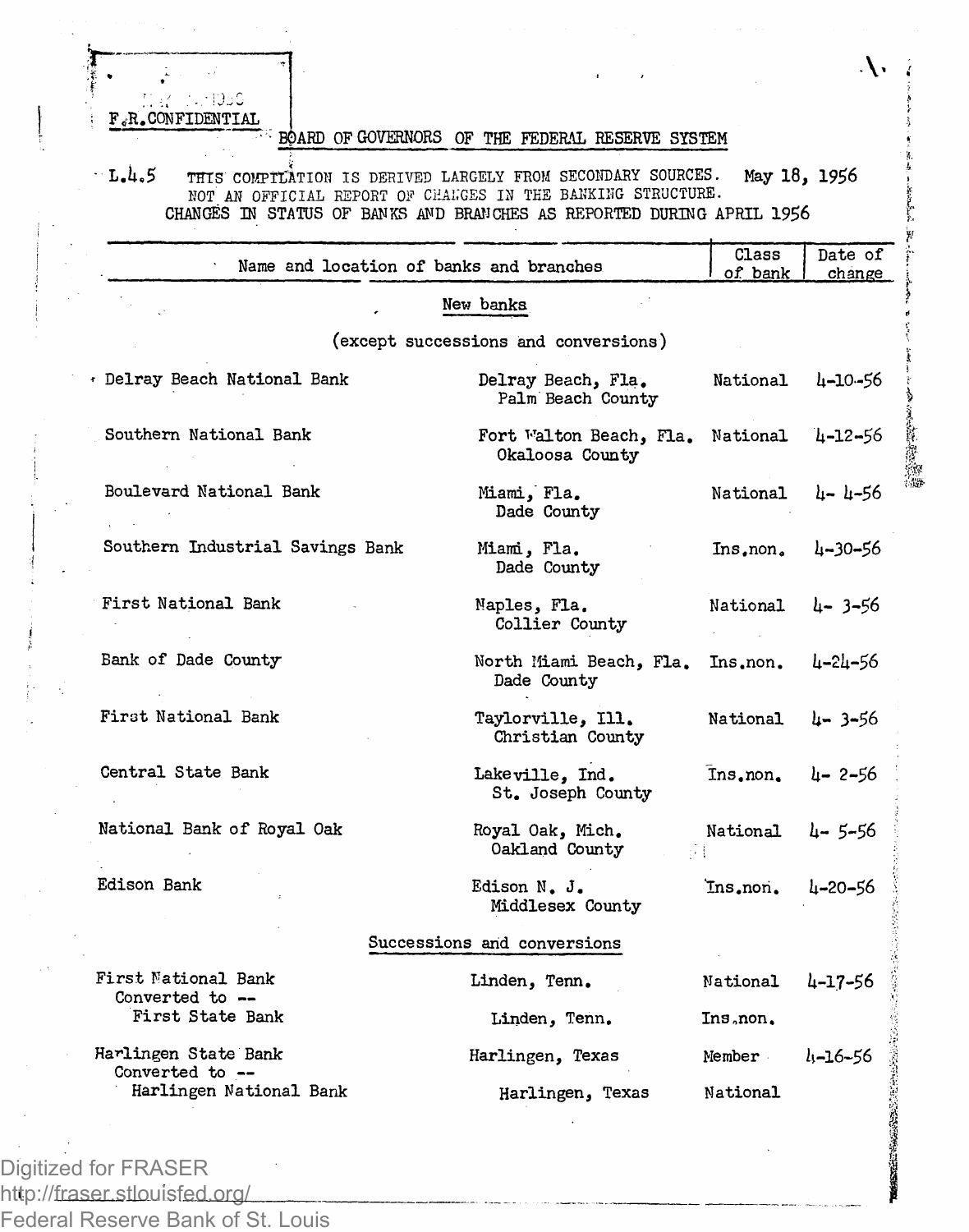F.R. CONFIDENTIAL

BOARD OF GOVERNORS OF THE FEDERAL RESERVE SYSTEM

L.4.5 THIS COMPILATION IS DERIVED LARGELY FROM SECONDARY SOURCES. May 18, 1956
NOT AN OFFICIAL REPORT OF CHANGES IN THE BANKING STRUCTURE.
CHANGES IN STATUS OF BANKS AND BRANCHES AS REPORTED DURING APRIL 1956

| Name and location of banks and branches | | Class of bank | Date of change |
|---|---|---|---|
| **New banks** (except successions and conversions) | | | |
| Delray Beach National Bank | Delray Beach, Fla. Palm Beach County | National | 4-10-56 |
| Southern National Bank | Fort Walton Beach, Fla. Okaloosa County | National | 4-12-56 |
| Boulevard National Bank | Miami, Fla. Dade County | National | 4- 4-56 |
| Southern Industrial Savings Bank | Miami, Fla. Dade County | Ins.non. | 4-30-56 |
| First National Bank | Naples, Fla. Collier County | National | 4- 3-56 |
| Bank of Dade County | North Miami Beach, Fla. Dade County | Ins.non. | 4-24-56 |
| First National Bank | Taylorville, Ill. Christian County | National | 4- 3-56 |
| Central State Bank | Lakeville, Ind. St. Joseph County | Ins.non. | 4- 2-56 |
| National Bank of Royal Oak | Royal Oak, Mich. Oakland County | National | 4- 5-56 |
| Edison Bank | Edison N. J. Middlesex County | Ins.non. | 4-20-56 |
| **Successions and conversions** | | | |
| First National Bank | Linden, Tenn. | National | 4-17-56 |
| Converted to -- First State Bank | Linden, Tenn. | Ins.non. | |
| Harlingen State Bank | Harlingen, Texas | Member | 4-16-56 |
| Converted to -- Harlingen National Bank | Harlingen, Texas | National | |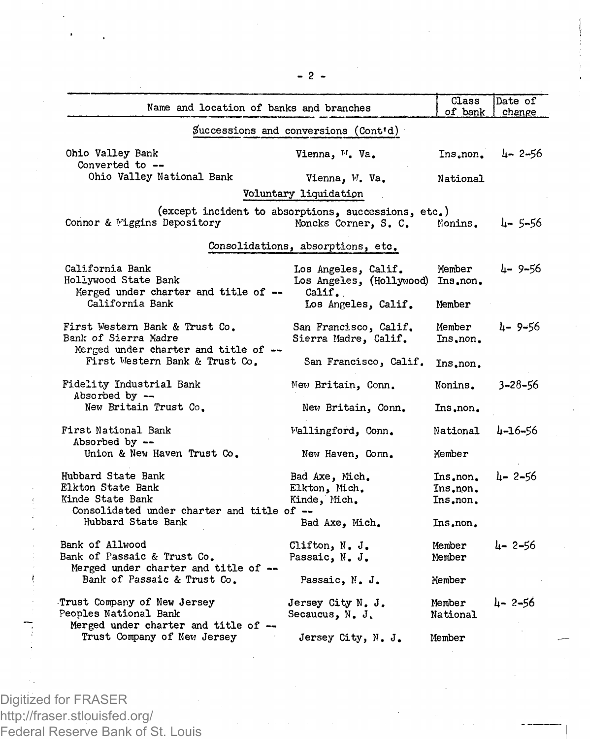| Name and location of banks and branches | | Class of bank | Date of change |
|---|---|---|---|
| **Successions and conversions (Cont'd)** | | | |
| Ohio Valley Bank | Vienna, W. Va. | Ins.non. | 4- 2-56 |
| Converted to -- | | | |
| Ohio Valley National Bank | Vienna, W. Va. | National | |
| **Voluntary liquidation** | | | |
| (except incident to absorptions, successions, etc.) | | | |
| Connor & Wiggins Depository | Moncks Corner, S. C. | Nonins. | 4- 5-56 |
| **Consolidations, absorptions, etc.** | | | |
| California Bank | Los Angeles, Calif. | Member | 4- 9-56 |
| Hollywood State Bank | Los Angeles, (Hollywood) Calif. | Ins.non. | |
| Merged under charter and title of -- | | | |
| California Bank | Los Angeles, Calif. | Member | |
| First Western Bank & Trust Co. | San Francisco, Calif. | Member | 4- 9-56 |
| Bank of Sierra Madre | Sierra Madre, Calif. | Ins.non. | |
| Merged under charter and title of -- | | | |
| First Western Bank & Trust Co. | San Francisco, Calif. | Ins.non. | |
| Fidelity Industrial Bank | New Britain, Conn. | Nonins. | 3-28-56 |
| Absorbed by -- | | | |
| New Britain Trust Co. | New Britain, Conn. | Ins.non. | |
| First National Bank | Wallingford, Conn. | National | 4-16-56 |
| Absorbed by -- | | | |
| Union & New Haven Trust Co. | New Haven, Conn. | Member | |
| Hubbard State Bank | Bad Axe, Mich. | Ins.non. | 4- 2-56 |
| Elkton State Bank | Elkton, Mich. | Ins.non. | |
| Kinde State Bank | Kinde, Mich. | Ins.non. | |
| Consolidated under charter and title of -- | | | |
| Hubbard State Bank | Bad Axe, Mich. | Ins.non. | |
| Bank of Allwood | Clifton, N. J. | Member | 4- 2-56 |
| Bank of Passaic & Trust Co. | Passaic, N. J. | Member | |
| Merged under charter and title of -- | | | |
| Bank of Passaic & Trust Co. | Passaic, N. J. | Member | |
| Trust Company of New Jersey | Jersey City N. J. | Member | 4- 2-56 |
| Peoples National Bank | Secaucus, N. J. | National | |
| Merged under charter and title of -- | | | |
| Trust Company of New Jersey | Jersey City, N. J. | Member | |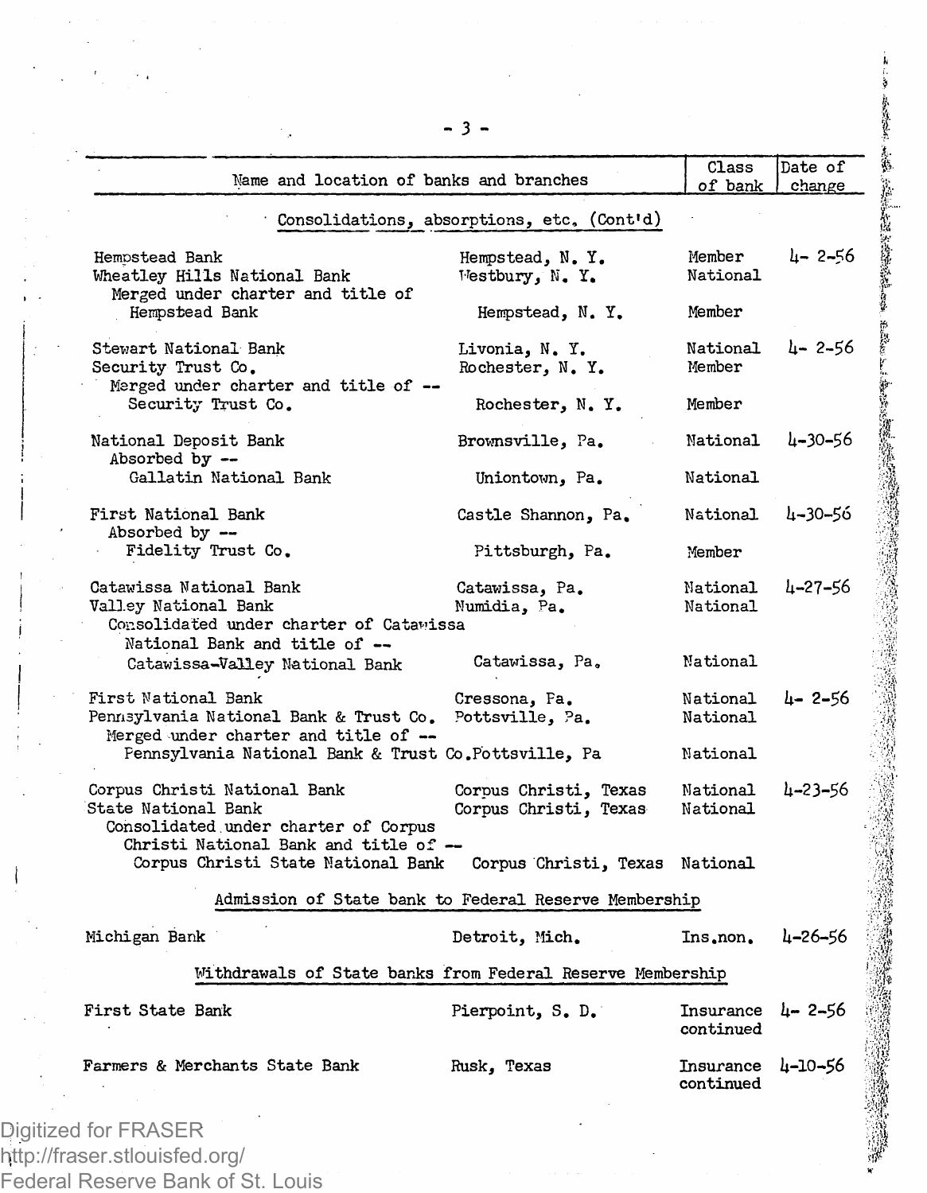| Name and location of banks and branches | | Class of bank | Date of change |
|---|---|---|---|
| **Consolidations, absorptions, etc. (Cont'd)** | | | |
| Hempstead Bank | Hempstead, N. Y. | Member | 4- 2-56 |
| Wheatley Hills National Bank | Westbury, N. Y. | National | |
| Merged under charter and title of | | | |
| Hempstead Bank | Hempstead, N. Y. | Member | |
| Stewart National Bank | Livonia, N. Y. | National | 4- 2-56 |
| Security Trust Co. | Rochester, N. Y. | Member | |
| Merged under charter and title of -- | | | |
| Security Trust Co. | Rochester, N. Y. | Member | |
| National Deposit Bank | Brownsville, Pa. | National | 4-30-56 |
| Absorbed by -- | | | |
| Gallatin National Bank | Uniontown, Pa. | National | |
| First National Bank | Castle Shannon, Pa. | National | 4-30-56 |
| Absorbed by -- | | | |
| Fidelity Trust Co. | Pittsburgh, Pa. | Member | |
| Catawissa National Bank | Catawissa, Pa. | National | 4-27-56 |
| Valley National Bank | Numidia, Pa. | National | |
| Consolidated under charter of Catawissa National Bank and title of -- | | | |
| Catawissa-Valley National Bank | Catawissa, Pa. | National | |
| First National Bank | Cressona, Pa. | National | 4- 2-56 |
| Pennsylvania National Bank & Trust Co. | Pottsville, Pa. | National | |
| Merged under charter and title of -- | | | |
| Pennsylvania National Bank & Trust Co. | Pottsville, Pa | National | |
| Corpus Christi National Bank | Corpus Christi, Texas | National | 4-23-56 |
| State National Bank | Corpus Christi, Texas | National | |
| Consolidated under charter of Corpus Christi National Bank and title of -- | | | |
| Corpus Christi State National Bank | Corpus Christi, Texas | National | |
| **Admission of State bank to Federal Reserve Membership** | | | |
| Michigan Bank | Detroit, Mich. | Ins.non. | 4-26-56 |
| **Withdrawals of State banks from Federal Reserve Membership** | | | |
| First State Bank | Pierpoint, S. D. | Insurance continued | 4- 2-56 |
| Farmers & Merchants State Bank | Rusk, Texas | Insurance continued | 4-10-56 |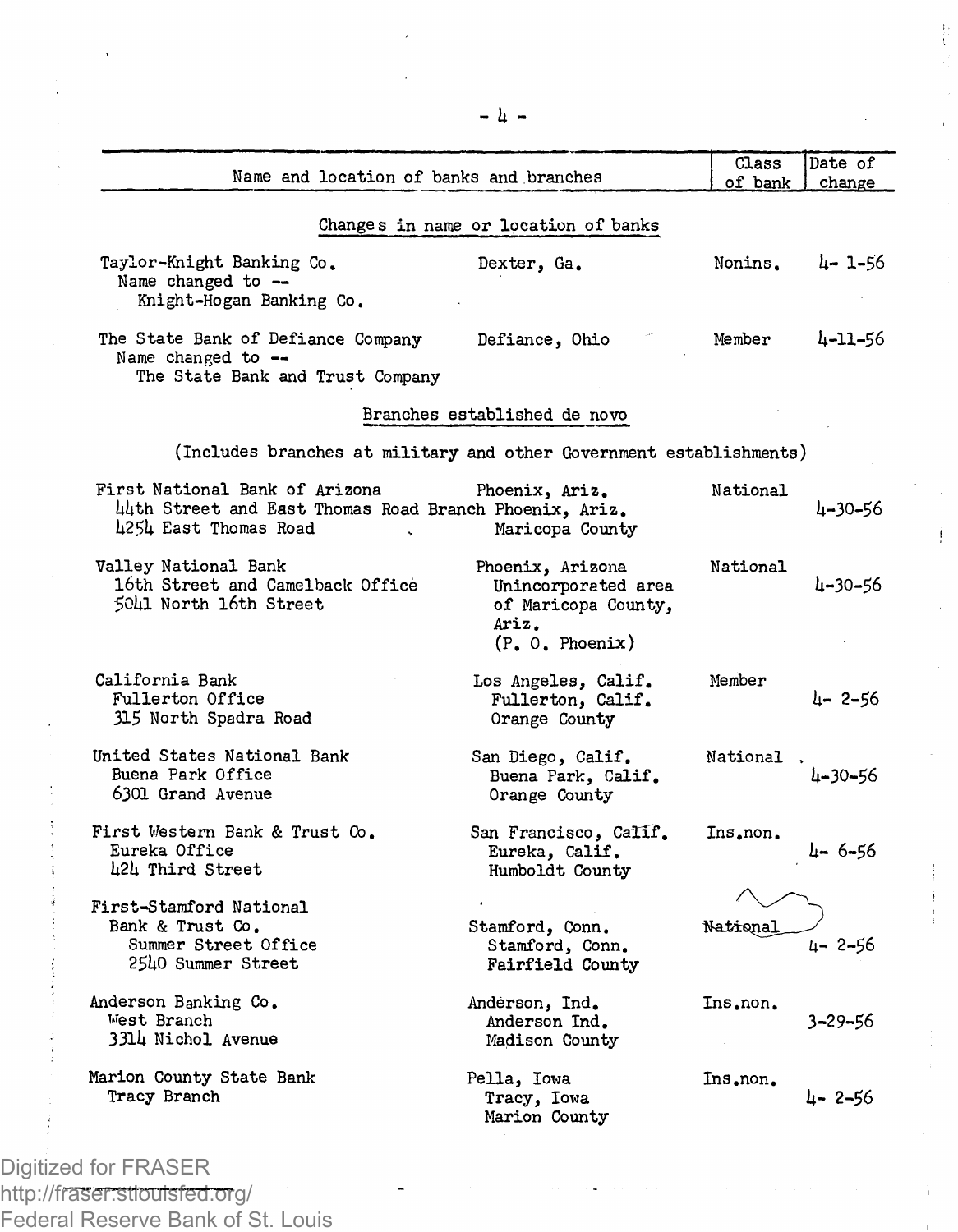| Name and location of banks and branches | | Class of bank | Date of change |
|---|---|---|---|
| **Changes in name or location of banks** | | | |
| Taylor-Knight Banking Co.<br>Name changed to --<br>Knight-Hogan Banking Co. | Dexter, Ga. | Nonins. | 4- 1-56 |
| The State Bank of Defiance Company<br>Name changed to --<br>The State Bank and Trust Company | Defiance, Ohio | Member | 4-11-56 |
| **Branches established de novo** | | | |
| (Includes branches at military and other Government establishments) | | | |
| First National Bank of Arizona<br>44th Street and East Thomas Road Branch<br>4254 East Thomas Road | Phoenix, Ariz.<br>Phoenix, Ariz.<br>Maricopa County | National | 4-30-56 |
| Valley National Bank<br>16th Street and Camelback Office<br>5041 North 16th Street | Phoenix, Arizona<br>Unincorporated area of Maricopa County, Ariz.<br>(P. O. Phoenix) | National | 4-30-56 |
| California Bank<br>Fullerton Office<br>315 North Spadra Road | Los Angeles, Calif.<br>Fullerton, Calif.<br>Orange County | Member | 4- 2-56 |
| United States National Bank<br>Buena Park Office<br>6301 Grand Avenue | San Diego, Calif.<br>Buena Park, Calif.<br>Orange County | National | 4-30-56 |
| First Western Bank & Trust Co.<br>Eureka Office<br>424 Third Street | San Francisco, Calif.<br>Eureka, Calif.<br>Humboldt County | Ins.non. | 4- 6-56 |
| First-Stamford National Bank & Trust Co.<br>Summer Street Office<br>2540 Summer Street | Stamford, Conn.<br>Stamford, Conn.<br>Fairfield County | National | 4- 2-56 |
| Anderson Banking Co.<br>West Branch<br>3314 Nichol Avenue | Anderson, Ind.<br>Anderson Ind.<br>Madison County | Ins.non. | 3-29-56 |
| Marion County State Bank<br>Tracy Branch | Pella, Iowa<br>Tracy, Iowa<br>Marion County | Ins.non. | 4- 2-56 |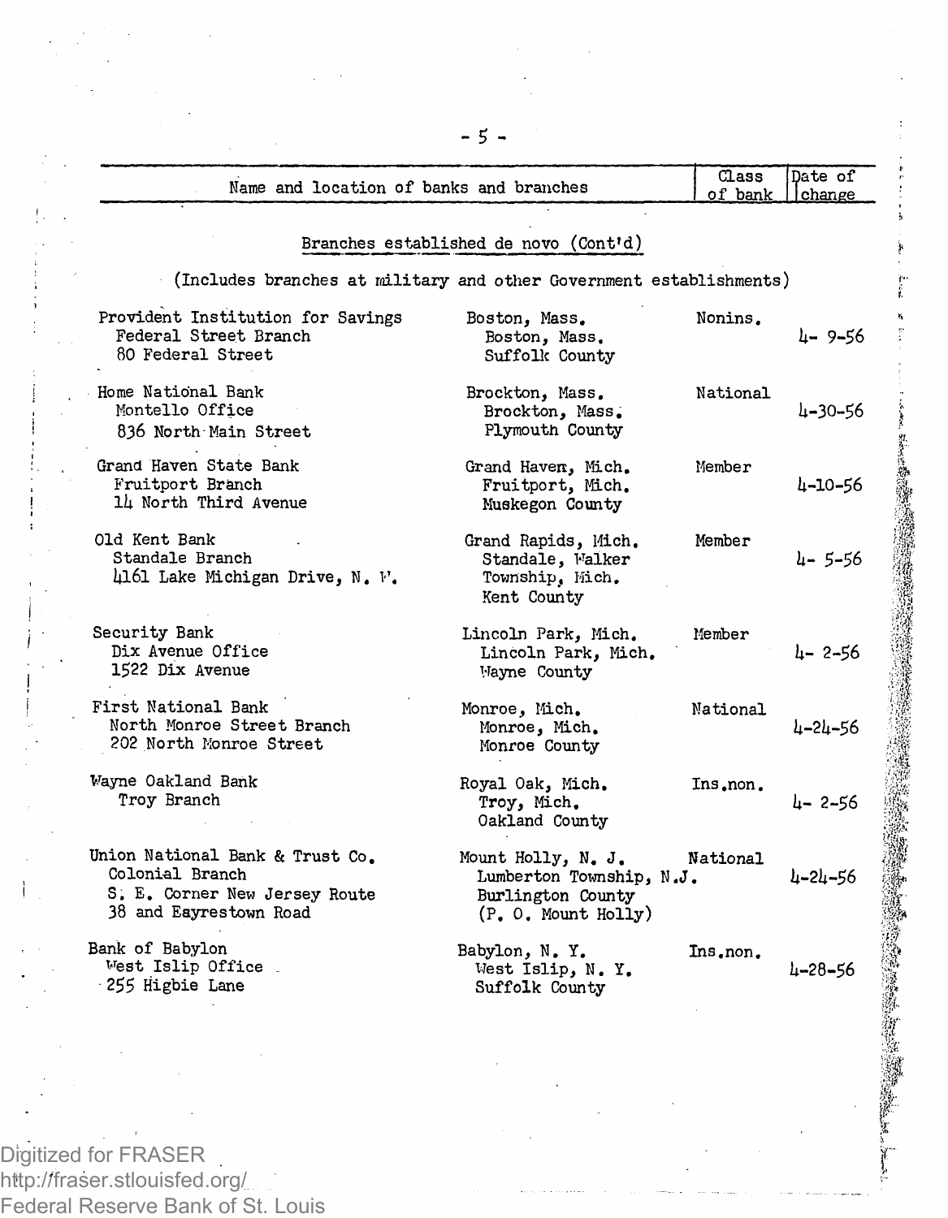| Name and location of banks and branches | | Class of bank | Date of change |
|---|---|---|---|
| **Branches established de novo (Cont'd)** | | | |
| (Includes branches at military and other Government establishments) | | | |
| Provident Institution for Savings<br>Federal Street Branch<br>80 Federal Street | Boston, Mass.<br>Boston, Mass.<br>Suffolk County | Nonins. | 4- 9-56 |
| Home National Bank<br>Montello Office<br>836 North Main Street | Brockton, Mass.<br>Brockton, Mass.<br>Plymouth County | National | 4-30-56 |
| Grand Haven State Bank<br>Fruitport Branch<br>14 North Third Avenue | Grand Haven, Mich.<br>Fruitport, Mich.<br>Muskegon County | Member | 4-10-56 |
| Old Kent Bank<br>Standale Branch<br>4161 Lake Michigan Drive, N. W. | Grand Rapids, Mich.<br>Standale, Walker Township, Mich.<br>Kent County | Member | 4- 5-56 |
| Security Bank<br>Dix Avenue Office<br>1522 Dix Avenue | Lincoln Park, Mich.<br>Lincoln Park, Mich.<br>Wayne County | Member | 4- 2-56 |
| First National Bank<br>North Monroe Street Branch<br>202 North Monroe Street | Monroe, Mich.<br>Monroe, Mich.<br>Monroe County | National | 4-24-56 |
| Wayne Oakland Bank<br>Troy Branch | Royal Oak, Mich.<br>Troy, Mich.<br>Oakland County | Ins.non. | 4- 2-56 |
| Union National Bank & Trust Co.<br>Colonial Branch<br>S. E. Corner New Jersey Route 38 and Eayrestown Road | Mount Holly, N. J.<br>Lumberton Township, N.J.<br>Burlington County<br>(P. O. Mount Holly) | National | 4-24-56 |
| Bank of Babylon<br>West Islip Office<br>255 Higbie Lane | Babylon, N. Y.<br>West Islip, N. Y.<br>Suffolk County | Ins.non. | 4-28-56 |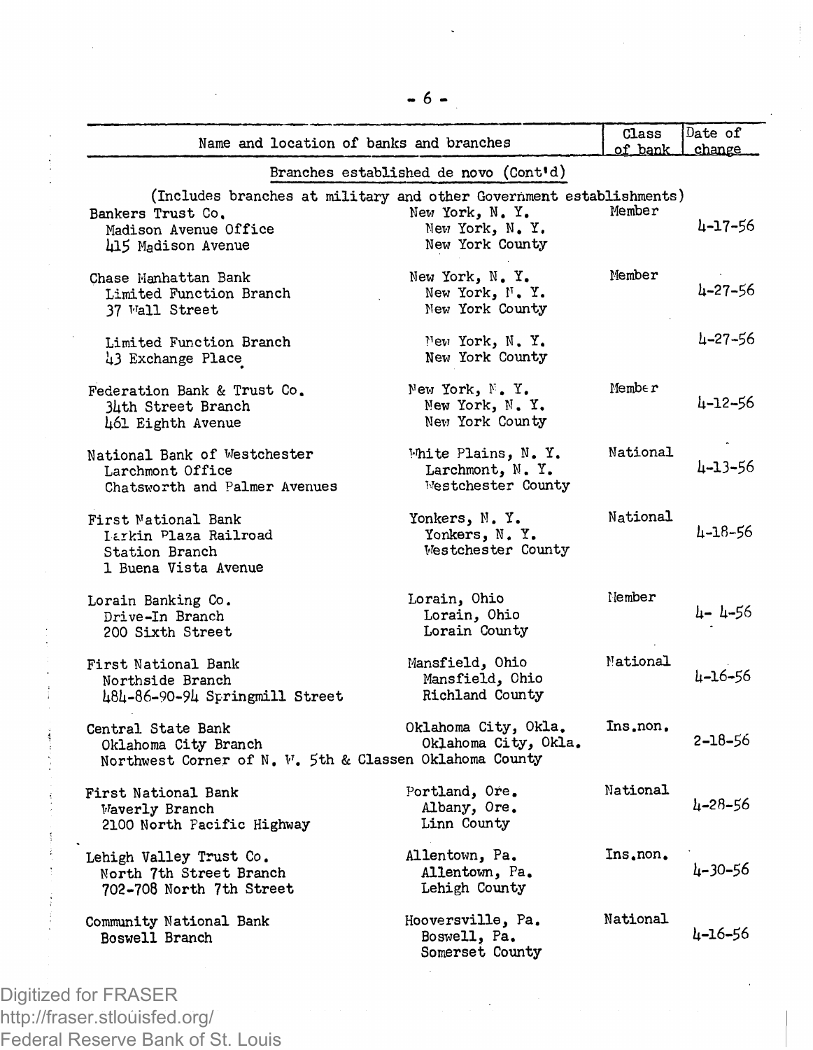| Name and location of banks and branches | | Class of bank | Date of change |
|---|---|---|---|
| Branches established de novo (Cont'd) | | | |
| (Includes branches at military and other Government establishments) | | | |
| Bankers Trust Co. | New York, N. Y. | Member | |
| Madison Avenue Office<br>415 Madison Avenue | New York, N. Y.<br>New York County | | 4-17-56 |
| Chase Manhattan Bank | New York, N. Y. | Member | |
| Limited Function Branch<br>37 Wall Street | New York, N. Y.<br>New York County | | 4-27-56 |
| Limited Function Branch<br>43 Exchange Place | New York, N. Y.<br>New York County | | 4-27-56 |
| Federation Bank & Trust Co. | New York, N. Y. | Member | |
| 34th Street Branch<br>461 Eighth Avenue | New York, N. Y.<br>New York County | | 4-12-56 |
| National Bank of Westchester | White Plains, N. Y. | National | |
| Larchmont Office<br>Chatsworth and Palmer Avenues | Larchmont, N. Y.<br>Westchester County | | 4-13-56 |
| First National Bank | Yonkers, N. Y. | National | |
| Larkin Plaza Railroad Station Branch<br>1 Buena Vista Avenue | Yonkers, N. Y.<br>Westchester County | | 4-18-56 |
| Lorain Banking Co. | Lorain, Ohio | Member | |
| Drive-In Branch<br>200 Sixth Street | Lorain, Ohio<br>Lorain County | | 4- 4-56 |
| First National Bank | Mansfield, Ohio | National | |
| Northside Branch<br>484-86-90-94 Springmill Street | Mansfield, Ohio<br>Richland County | | 4-16-56 |
| Central State Bank | Oklahoma City, Okla. | Ins.non. | |
| Oklahoma City Branch<br>Northwest Corner of N. W. 5th & Classen | Oklahoma City, Okla.<br>Oklahoma County | | 2-18-56 |
| First National Bank | Portland, Ore. | National | |
| Waverly Branch<br>2100 North Pacific Highway | Albany, Ore.<br>Linn County | | 4-28-56 |
| Lehigh Valley Trust Co. | Allentown, Pa. | Ins.non. | |
| North 7th Street Branch<br>702-708 North 7th Street | Allentown, Pa.<br>Lehigh County | | 4-30-56 |
| Community National Bank | Hooversville, Pa. | National | |
| Boswell Branch | Boswell, Pa.<br>Somerset County | | 4-16-56 |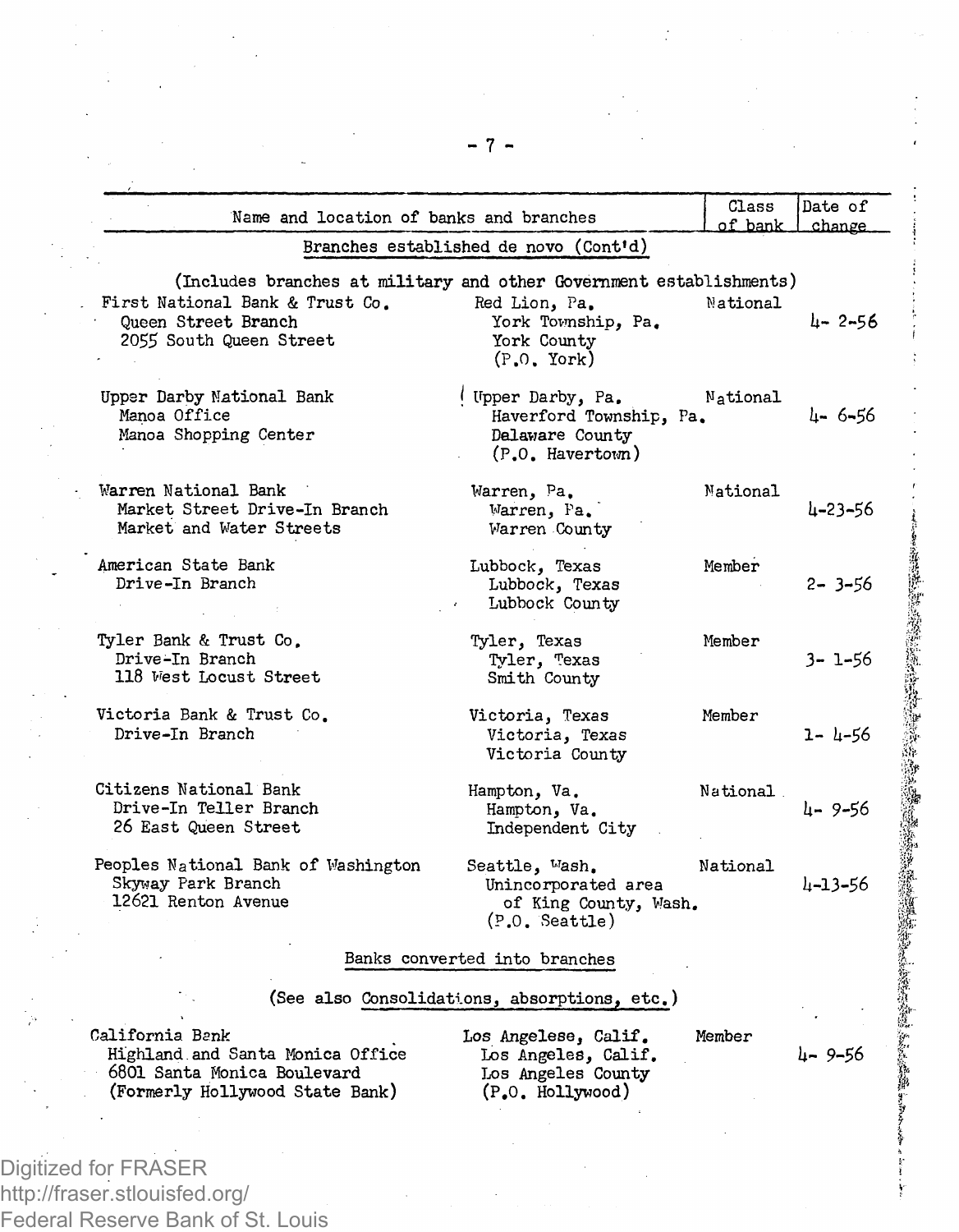| Name and location of banks and branches | | Class of bank | Date of change |
|---|---|---|---|
| **Branches established de novo (Cont'd)** | | | |
| (Includes branches at military and other Government establishments) | | | |
| First National Bank & Trust Co.<br>Queen Street Branch<br>2055 South Queen Street | Red Lion, Pa.<br>York Township, Pa.<br>York County<br>(P.O. York) | National | 4- 2-56 |
| Upper Darby National Bank<br>Manoa Office<br>Manoa Shopping Center | Upper Darby, Pa.<br>Haverford Township, Pa.<br>Delaware County<br>(P.O. Havertown) | National | 4- 6-56 |
| Warren National Bank<br>Market Street Drive-In Branch<br>Market and Water Streets | Warren, Pa.<br>Warren, Pa.<br>Warren County | National | 4-23-56 |
| American State Bank<br>Drive-In Branch | Lubbock, Texas<br>Lubbock, Texas<br>Lubbock County | Member | 2- 3-56 |
| Tyler Bank & Trust Co.<br>Drive-In Branch<br>118 West Locust Street | Tyler, Texas<br>Tyler, Texas<br>Smith County | Member | 3- 1-56 |
| Victoria Bank & Trust Co.<br>Drive-In Branch | Victoria, Texas<br>Victoria, Texas<br>Victoria County | Member | 1- 4-56 |
| Citizens National Bank<br>Drive-In Teller Branch<br>26 East Queen Street | Hampton, Va.<br>Hampton, Va.<br>Independent City | National | 4- 9-56 |
| Peoples National Bank of Washington<br>Skyway Park Branch<br>12621 Renton Avenue | Seattle, Wash.<br>Unincorporated area<br>of King County, Wash.<br>(P.O. Seattle) | National | 4-13-56 |
| **Banks converted into branches** | | | |
| (See also Consolidations, absorptions, etc.) | | | |
| California Bank<br>Highland and Santa Monica Office<br>6801 Santa Monica Boulevard<br>(Formerly Hollywood State Bank) | Los Angelese, Calif.<br>Los Angeles, Calif.<br>Los Angeles County<br>(P.O. Hollywood) | Member | 4- 9-56 |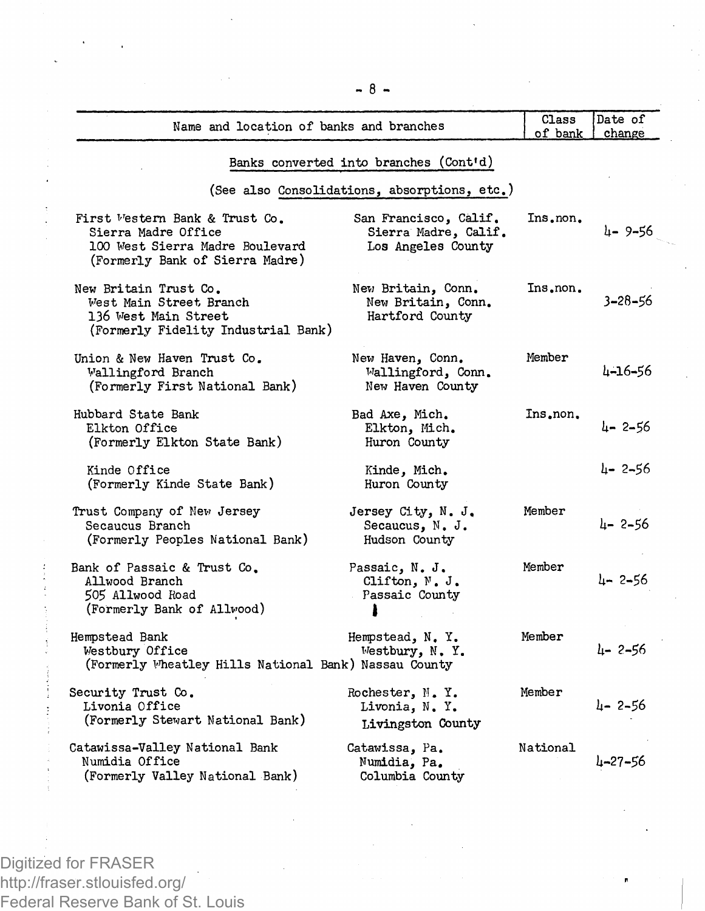| Name and location of banks and branches | | Class of bank | Date of change |
|---|---|---|---|
| | | | |

## Banks converted into branches (Cont'd)

(See also Consolidations, absorptions, etc.)

| Name and location of banks and branches | | Class of bank | Date of change |
|---|---|---|---|
| First Western Bank & Trust Co. | San Francisco, Calif. | Ins.non. | |
| Sierra Madre Office<br>100 West Sierra Madre Boulevard<br>(Formerly Bank of Sierra Madre) | Sierra Madre, Calif.<br>Los Angeles County | | 4- 9-56 |
| New Britain Trust Co. | New Britain, Conn. | Ins.non. | |
| West Main Street Branch<br>136 West Main Street<br>(Formerly Fidelity Industrial Bank) | New Britain, Conn.<br>Hartford County | | 3-28-56 |
| Union & New Haven Trust Co. | New Haven, Conn. | Member | |
| Wallingford Branch<br>(Formerly First National Bank) | Wallingford, Conn.<br>New Haven County | | 4-16-56 |
| Hubbard State Bank | Bad Axe, Mich. | Ins.non. | |
| Elkton Office<br>(Formerly Elkton State Bank) | Elkton, Mich.<br>Huron County | | 4- 2-56 |
| Kinde Office<br>(Formerly Kinde State Bank) | Kinde, Mich.<br>Huron County | | 4- 2-56 |
| Trust Company of New Jersey | Jersey City, N. J. | Member | |
| Secaucus Branch<br>(Formerly Peoples National Bank) | Secaucus, N. J.<br>Hudson County | | 4- 2-56 |
| Bank of Passaic & Trust Co. | Passaic, N. J. | Member | |
| Allwood Branch<br>505 Allwood Road<br>(Formerly Bank of Allwood) | Clifton, N. J.<br>Passaic County | | 4- 2-56 |
| Hempstead Bank | Hempstead, N. Y. | Member | |
| Westbury Office<br>(Formerly Wheatley Hills National Bank) | Westbury, N. Y.<br>Nassau County | | 4- 2-56 |
| Security Trust Co. | Rochester, N. Y. | Member | |
| Livonia Office<br>(Formerly Stewart National Bank) | Livonia, N. Y.<br>Livingston County | | 4- 2-56 |
| Catawissa-Valley National Bank | Catawissa, Pa. | National | |
| Numidia Office<br>(Formerly Valley National Bank) | Numidia, Pa.<br>Columbia County | | 4-27-56 |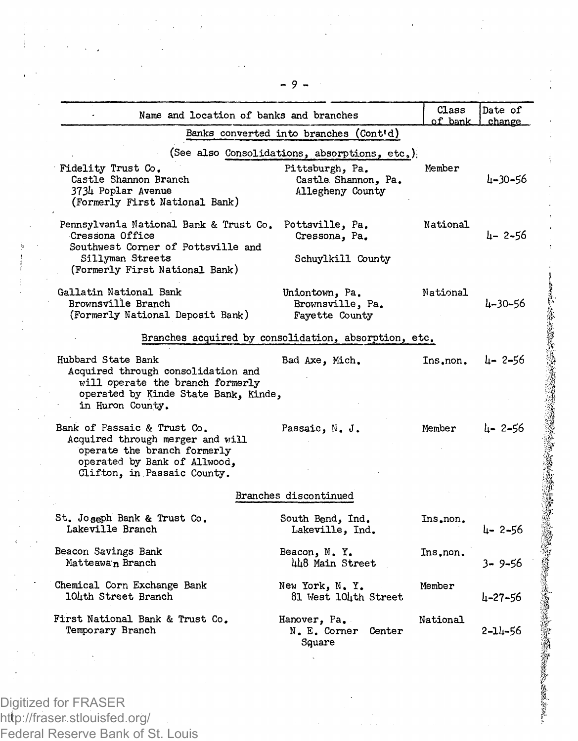| Name and location of banks and branches | | Class of bank | Date of change |
|---|---|---|---|
| **Banks converted into branches (Cont'd)** | | | |
| (See also Consolidations, absorptions, etc.) | | | |
| Fidelity Trust Co.<br>Castle Shannon Branch<br>3734 Poplar Avenue<br>(Formerly First National Bank) | Pittsburgh, Pa.<br>Castle Shannon, Pa.<br>Allegheny County | Member | 4-30-56 |
| Pennsylvania National Bank & Trust Co.<br>Cressona Office<br>Southwest Corner of Pottsville and Sillyman Streets<br>(Formerly First National Bank) | Pottsville, Pa.<br>Cressona, Pa.<br>Schuylkill County | National | 4- 2-56 |
| Gallatin National Bank<br>Brownsville Branch<br>(Formerly National Deposit Bank) | Uniontown, Pa.<br>Brownsville, Pa.<br>Fayette County | National | 4-30-56 |
| **Branches acquired by consolidation, absorption, etc.** | | | |
| Hubbard State Bank<br>Acquired through consolidation and will operate the branch formerly operated by Kinde State Bank, Kinde, in Huron County. | Bad Axe, Mich. | Ins.non. | 4- 2-56 |
| Bank of Passaic & Trust Co.<br>Acquired through merger and will operate the branch formerly operated by Bank of Allwood, Clifton, in Passaic County. | Passaic, N. J. | Member | 4- 2-56 |
| **Branches discontinued** | | | |
| St. Joseph Bank & Trust Co.<br>Lakeville Branch | South Bend, Ind.<br>Lakeville, Ind. | Ins.non. | 4- 2-56 |
| Beacon Savings Bank<br>Matteawan Branch | Beacon, N. Y.<br>448 Main Street | Ins.non. | 3- 9-56 |
| Chemical Corn Exchange Bank<br>104th Street Branch | New York, N. Y.<br>81 West 104th Street | Member | 4-27-56 |
| First National Bank & Trust Co.<br>Temporary Branch | Hanover, Pa.<br>N. E. Corner Center Square | National | 2-14-56 |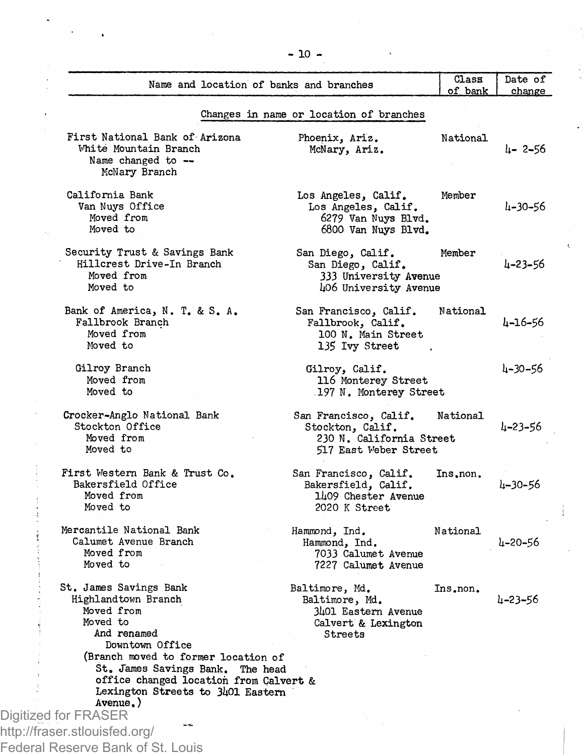| Name and location of banks and branches | | Class of bank | Date of change |
|---|---|---|---|
| **Changes in name or location of branches** | | | |
| First National Bank of Arizona | Phoenix, Ariz. | National | |
| White Mountain Branch | McNary, Ariz. | | 4- 2-56 |
| Name changed to -- McNary Branch | | | |
| California Bank | Los Angeles, Calif. | Member | |
| Van Nuys Office | Los Angeles, Calif. | | 4-30-56 |
| Moved from | 6279 Van Nuys Blvd. | | |
| Moved to | 6800 Van Nuys Blvd. | | |
| Security Trust & Savings Bank | San Diego, Calif. | Member | |
| Hillcrest Drive-In Branch | San Diego, Calif. | | 4-23-56 |
| Moved from | 333 University Avenue | | |
| Moved to | 406 University Avenue | | |
| Bank of America, N. T. & S. A. | San Francisco, Calif. | National | |
| Fallbrook Branch | Fallbrook, Calif. | | 4-16-56 |
| Moved from | 100 N. Main Street | | |
| Moved to | 135 Ivy Street | | |
| Gilroy Branch | Gilroy, Calif. | | 4-30-56 |
| Moved from | 116 Monterey Street | | |
| Moved to | 197 N. Monterey Street | | |
| Crocker-Anglo National Bank | San Francisco, Calif. | National | |
| Stockton Office | Stockton, Calif. | | 4-23-56 |
| Moved from | 230 N. California Street | | |
| Moved to | 517 East Weber Street | | |
| First Western Bank & Trust Co. | San Francisco, Calif. | Ins.non. | |
| Bakersfield Office | Bakersfield, Calif. | | 4-30-56 |
| Moved from | 1409 Chester Avenue | | |
| Moved to | 2020 K Street | | |
| Mercantile National Bank | Hammond, Ind. | National | |
| Calumet Avenue Branch | Hammond, Ind. | | 4-20-56 |
| Moved from | 7033 Calumet Avenue | | |
| Moved to | 7227 Calumet Avenue | | |
| St. James Savings Bank | Baltimore, Md. | Ins.non. | |
| Highlandtown Branch | Baltimore, Md. | | 4-23-56 |
| Moved from | 3401 Eastern Avenue | | |
| Moved to | Calvert & Lexington Streets | | |
| And renamed Downtown Office | | | |
| (Branch moved to former location of St. James Savings Bank. The head office changed location from Calvert & Lexington Streets to 3401 Eastern Avenue.) | | | |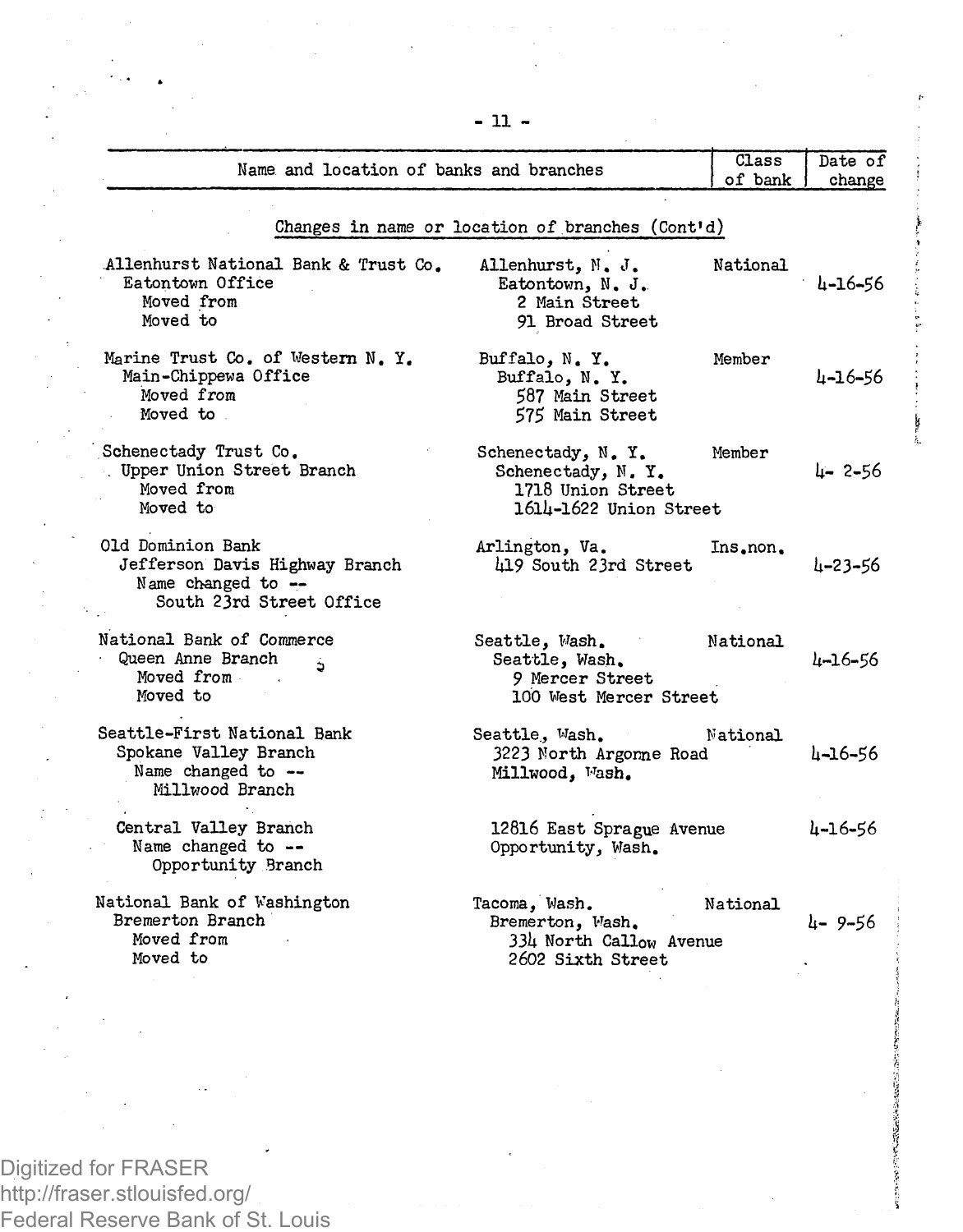| Name and location of banks and branches | | Class of bank | Date of change |
|---|---|---|---|
| **Changes in name or location of branches (Cont'd)** | | | |
| Allenhurst National Bank & Trust Co. | Allenhurst, N. J. | National | |
| Eatontown Office | Eatontown, N. J. | | 4-16-56 |
| Moved from | 2 Main Street | | |
| Moved to | 91 Broad Street | | |
| Marine Trust Co. of Western N. Y. | Buffalo, N. Y. | Member | |
| Main-Chippewa Office | Buffalo, N. Y. | | 4-16-56 |
| Moved from | 587 Main Street | | |
| Moved to | 575 Main Street | | |
| Schenectady Trust Co. | Schenectady, N. Y. | Member | |
| Upper Union Street Branch | Schenectady, N. Y. | | 4- 2-56 |
| Moved from | 1718 Union Street | | |
| Moved to | 1614-1622 Union Street | | |
| Old Dominion Bank | Arlington, Va. | Ins.non. | |
| Jefferson Davis Highway Branch | 419 South 23rd Street | | 4-23-56 |
| Name changed to -- South 23rd Street Office | | | |
| National Bank of Commerce | Seattle, Wash. | National | |
| Queen Anne Branch | Seattle, Wash. | | 4-16-56 |
| Moved from | 9 Mercer Street | | |
| Moved to | 100 West Mercer Street | | |
| Seattle-First National Bank | Seattle, Wash. | National | |
| Spokane Valley Branch | 3223 North Argonne Road | | 4-16-56 |
| Name changed to -- Millwood Branch | Millwood, Wash. | | |
| Central Valley Branch | 12816 East Sprague Avenue | | 4-16-56 |
| Name changed to -- Opportunity Branch | Opportunity, Wash. | | |
| National Bank of Washington | Tacoma, Wash. | National | |
| Bremerton Branch | Bremerton, Wash. | | 4- 9-56 |
| Moved from | 334 North Callow Avenue | | |
| Moved to | 2602 Sixth Street | | |